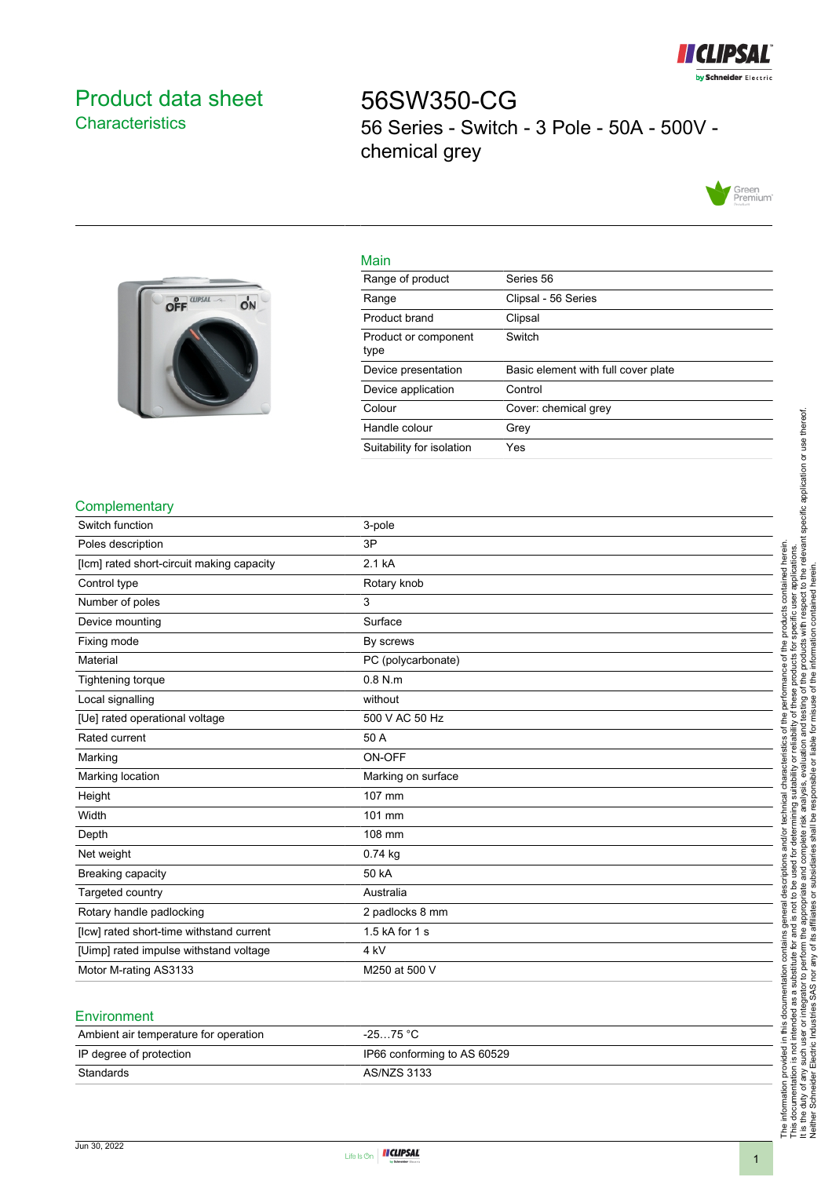# Product data sheet
## Characteristics

# 56SW350-CG
56 Series - Switch - 3 Pole - 50A - 500V - chemical grey

## Main

| | |
|---|---|
| Range of product | Series 56 |
| Range | Clipsal - 56 Series |
| Product brand | Clipsal |
| Product or component type | Switch |
| Device presentation | Basic element with full cover plate |
| Device application | Control |
| Colour | Cover: chemical grey |
| Handle colour | Grey |
| Suitability for isolation | Yes |

## Complementary

| | |
|---|---|
| Switch function | 3-pole |
| Poles description | 3P |
| [Icm] rated short-circuit making capacity | 2.1 kA |
| Control type | Rotary knob |
| Number of poles | 3 |
| Device mounting | Surface |
| Fixing mode | By screws |
| Material | PC (polycarbonate) |
| Tightening torque | 0.8 N.m |
| Local signalling | without |
| [Ue] rated operational voltage | 500 V AC 50 Hz |
| Rated current | 50 A |
| Marking | ON-OFF |
| Marking location | Marking on surface |
| Height | 107 mm |
| Width | 101 mm |
| Depth | 108 mm |
| Net weight | 0.74 kg |
| Breaking capacity | 50 kA |
| Targeted country | Australia |
| Rotary handle padlocking | 2 padlocks 8 mm |
| [Icw] rated short-time withstand current | 1.5 kA for 1 s |
| [Uimp] rated impulse withstand voltage | 4 kV |
| Motor M-rating AS3133 | M250 at 500 V |

## Environment

| | |
|---|---|
| Ambient air temperature for operation | -25…75 °C |
| IP degree of protection | IP66 conforming to AS 60529 |
| Standards | AS/NZS 3133 |

The information provided in this documentation contains general descriptions and/or technical characteristics of the performance of the products contained herein. This documentation is not intended as a substitute for and is not to be used for determining suitability or reliability of these products for specific user applications. It is the duty of any such user or integrator to perform the appropriate and complete risk analysis, evaluation and testing of the products with respect to the relevant specific application or use thereof. Neither Schneider Electric Industries SAS nor any of its affiliates or subsidiaries shall be responsible or liable for misuse of the information contained herein.

Jun 30, 2022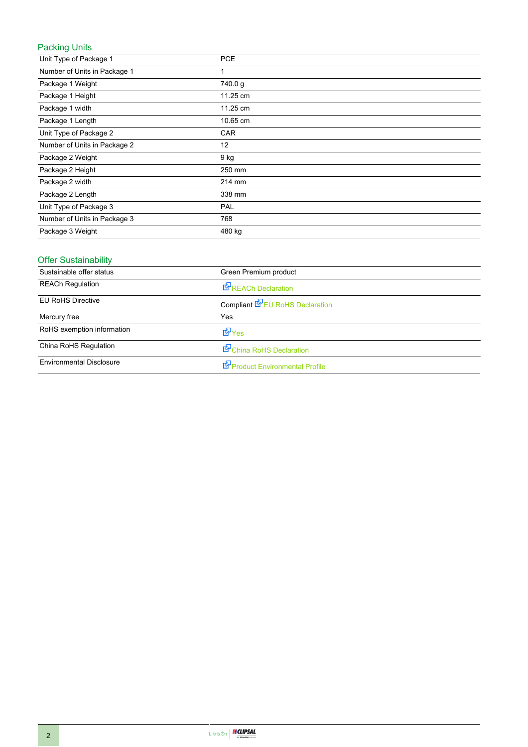## Packing Units

| | |
|---|---|
| Unit Type of Package 1 | PCE |
| Number of Units in Package 1 | 1 |
| Package 1 Weight | 740.0 g |
| Package 1 Height | 11.25 cm |
| Package 1 width | 11.25 cm |
| Package 1 Length | 10.65 cm |
| Unit Type of Package 2 | CAR |
| Number of Units in Package 2 | 12 |
| Package 2 Weight | 9 kg |
| Package 2 Height | 250 mm |
| Package 2 width | 214 mm |
| Package 2 Length | 338 mm |
| Unit Type of Package 3 | PAL |
| Number of Units in Package 3 | 768 |
| Package 3 Weight | 480 kg |

## Offer Sustainability

| | |
|---|---|
| Sustainable offer status | Green Premium product |
| REACh Regulation | REACh Declaration |
| EU RoHS Directive | Compliant EU RoHS Declaration |
| Mercury free | Yes |
| RoHS exemption information | Yes |
| China RoHS Regulation | China RoHS Declaration |
| Environmental Disclosure | Product Environmental Profile |